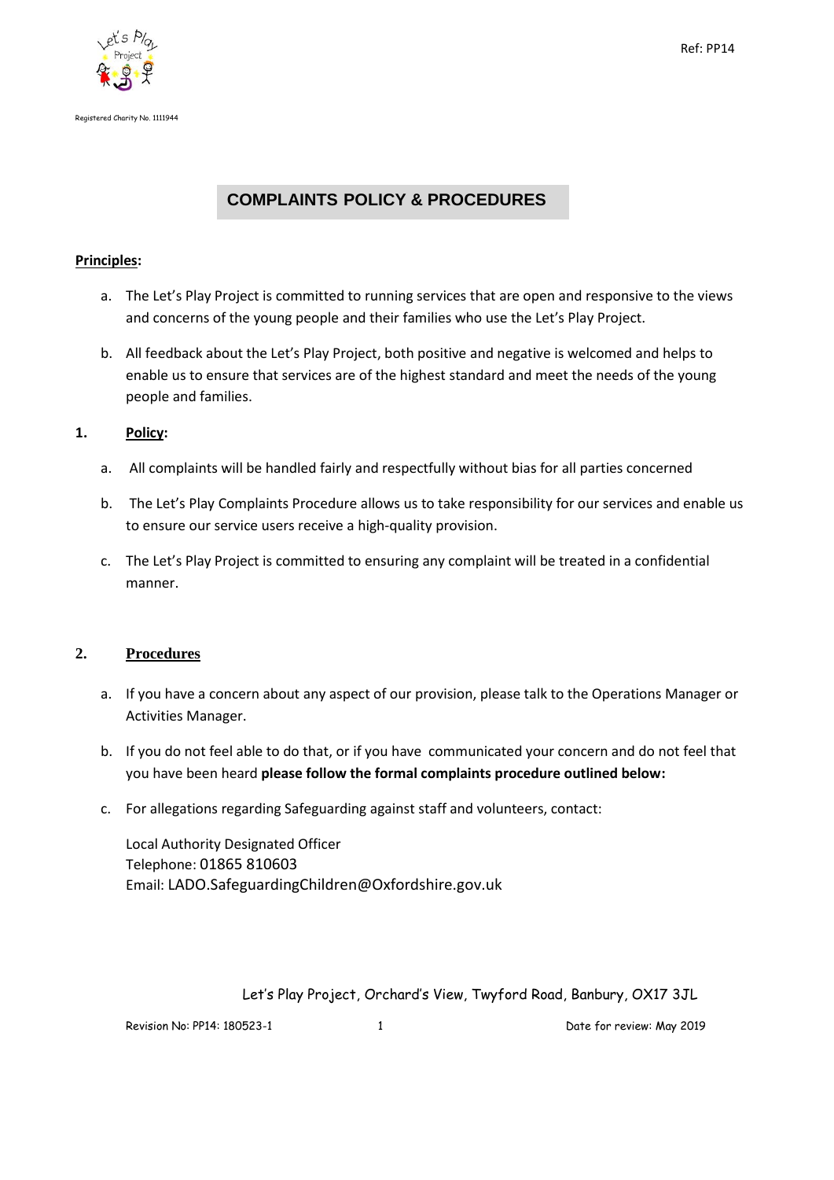Registered Charity No. 1111944

Ref: PP14

# COMPLAINTS POLICY & PROCEDURES

**Principles:**

a. The Let's Play Project is committed to running services that are open and responsive to the views and concerns of the young people and their families who use the Let's Play Project.

b. All feedback about the Let's Play Project, both positive and negative is welcomed and helps to enable us to ensure that services are of the highest standard and meet the needs of the young people and families.

## 1. Policy:

a. All complaints will be handled fairly and respectfully without bias for all parties concerned

b. The Let's Play Complaints Procedure allows us to take responsibility for our services and enable us to ensure our service users receive a high-quality provision.

c. The Let's Play Project is committed to ensuring any complaint will be treated in a confidential manner.

## 2. Procedures

a. If you have a concern about any aspect of our provision, please talk to the Operations Manager or Activities Manager.

b. If you do not feel able to do that, or if you have communicated your concern and do not feel that you have been heard **please follow the formal complaints procedure outlined below:**

c. For allegations regarding Safeguarding against staff and volunteers, contact:

   Local Authority Designated Officer
   Telephone: 01865 810603
   Email: LADO.SafeguardingChildren@Oxfordshire.gov.uk

Let's Play Project, Orchard's View, Twyford Road, Banbury, OX17 3JL

Revision No: PP14: 180523-1

Date for review: May 2019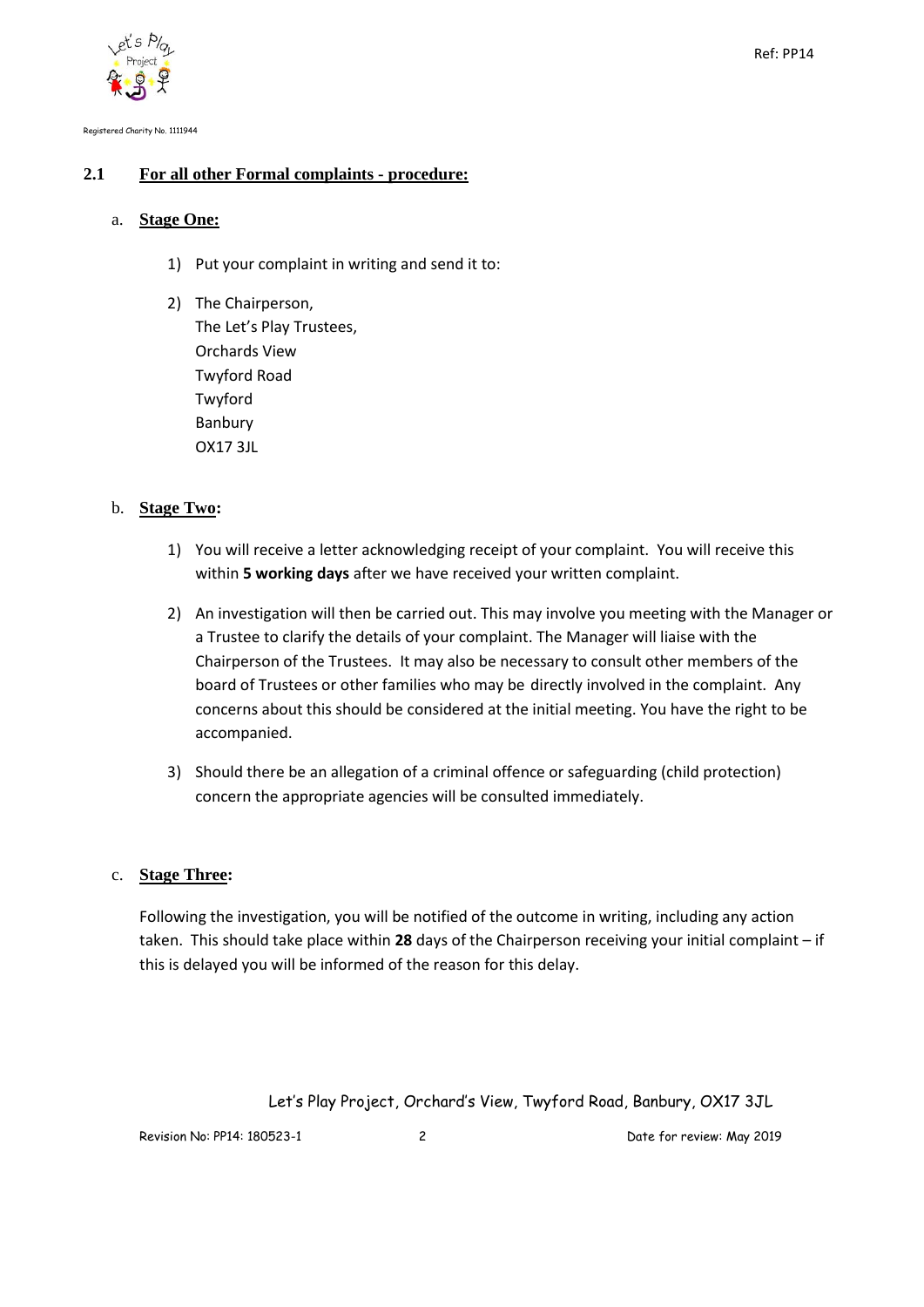## 2.1 For all other Formal complaints - procedure:

### a. Stage One:

1) Put your complaint in writing and send it to:

2) The Chairperson,
   The Let's Play Trustees,
   Orchards View
   Twyford Road
   Twyford
   Banbury
   OX17 3JL

### b. Stage Two:

1) You will receive a letter acknowledging receipt of your complaint. You will receive this within **5 working days** after we have received your written complaint.

2) An investigation will then be carried out. This may involve you meeting with the Manager or a Trustee to clarify the details of your complaint. The Manager will liaise with the Chairperson of the Trustees. It may also be necessary to consult other members of the board of Trustees or other families who may be directly involved in the complaint. Any concerns about this should be considered at the initial meeting. You have the right to be accompanied.

3) Should there be an allegation of a criminal offence or safeguarding (child protection) concern the appropriate agencies will be consulted immediately.

### c. Stage Three:

Following the investigation, you will be notified of the outcome in writing, including any action taken. This should take place within **28** days of the Chairperson receiving your initial complaint – if this is delayed you will be informed of the reason for this delay.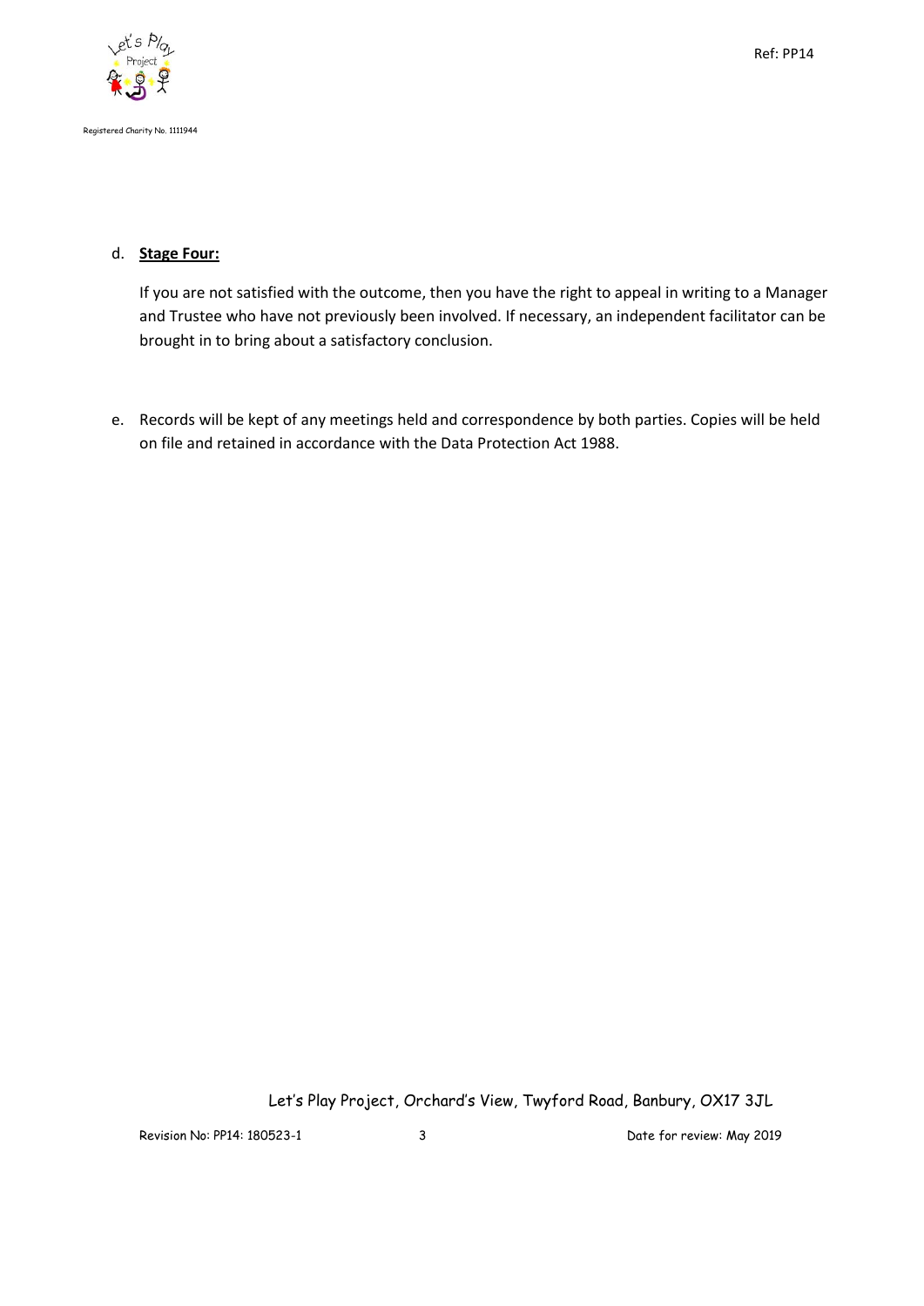d. **Stage Four:**

   If you are not satisfied with the outcome, then you have the right to appeal in writing to a Manager and Trustee who have not previously been involved. If necessary, an independent facilitator can be brought in to bring about a satisfactory conclusion.

e. Records will be kept of any meetings held and correspondence by both parties. Copies will be held on file and retained in accordance with the Data Protection Act 1988.